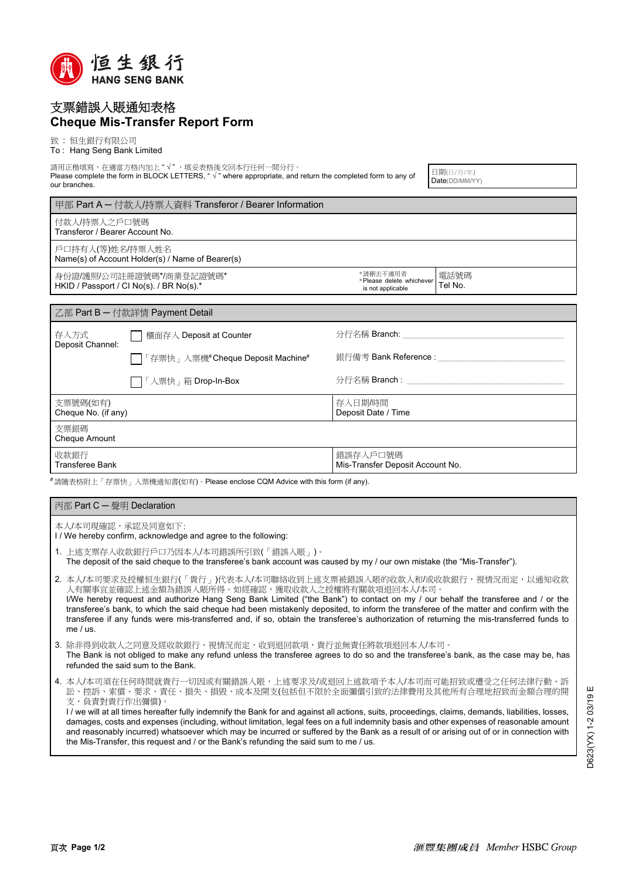恒生銀行
HANG SENG BANK

# 支票錯誤入賬通知表格
# Cheque Mis-Transfer Report Form

致 : 恒生銀行有限公司
To : Hang Seng Bank Limited

請用正楷填寫，在適當方格內加上 " √ "，填妥表格後交回本行任何一間分行。
Please complete the form in BLOCK LETTERS, " √ " where appropriate, and return the completed form to any of our branches.

日期(日/月/年)
Date(DD/MM/YY)

## 甲部 Part A — 付款人/持票人資料 Transferor / Bearer Information

| | | |
|---|---|---|
| 付款人/持票人之戶口號碼<br>Transferor / Bearer Account No. | | |
| 戶口持有人(等)姓名/持票人姓名<br>Name(s) of Account Holder(s) / Name of Bearer(s) | | |
| 身份證/護照/公司註冊證號碼*/商業登記證號碼*<br>HKID / Passport / CI No(s). / BR No(s).* | *請刪去不適用者<br>*Please delete whichever is not applicable | 電話號碼<br>Tel No. |

## 乙部 Part B — 付款詳情 Payment Detail

存入方式
Deposit Channel:

- ☐ 櫃面存入 Deposit at Counter — 分行名稱 Branch: ____________
- ☐ 「存票快」入票機# Cheque Deposit Machine# — 銀行備考 Bank Reference : ____________
- ☐ 「入票快」箱 Drop-In-Box — 分行名稱 Branch : ____________

| | |
|---|---|
| 支票號碼(如有)<br>Cheque No. (if any) | 存入日期/時間<br>Deposit Date / Time |
| 支票銀碼<br>Cheque Amount | |
| 收款銀行<br>Transferee Bank | 錯誤存入戶口號碼<br>Mis-Transfer Deposit Account No. |

# 請隨表格附上「存票快」入票機通知書(如有)。Please enclose CQM Advice with this form (if any).

## 丙部 Part C — 聲明 Declaration

本人/本司現確認，承認及同意如下:
I / We hereby confirm, acknowledge and agree to the following:

1. 上述支票存入收款銀行戶口乃因本人/本司錯誤所引致(「錯誤入賬」)。
   The deposit of the said cheque to the transferee's bank account was caused by my / our own mistake (the "Mis-Transfer").

2. 本人/本司要求及授權恒生銀行(「貴行」)代表本人/本司聯絡收到上述支票被錯誤入賬的收款人和/或收款銀行，視情況而定，以通知收款人有關事宜並確認上述金額為錯誤入賬所得。如經確認，獲取收款人之授權將有關款項退回本人/本司。
   I/We hereby request and authorize Hang Seng Bank Limited ("the Bank") to contact on my / our behalf the transferee and / or the transferee's bank, to which the said cheque had been mistakenly deposited, to inform the transferee of the matter and confirm with the transferee if any funds were mis-transferred and, if so, obtain the transferee's authorization of returning the mis-transferred funds to me / us.

3. 除非得到收款人之同意及經收款銀行，視情況而定，收到退回款項，貴行並無責任將款項退回本人/本司。
   The Bank is not obliged to make any refund unless the transferee agrees to do so and the transferee's bank, as the case may be, has refunded the said sum to the Bank.

4. 本人/本司須在任何時間就貴行一切因或有關錯誤入賬，上述要求及/或退回上述款項予本人/本司而可能招致或遭受之任何法律行動、訴訟、控訴、索償、要求、責任、損失、損毀、成本及開支(包括但不限於全面彌償引致的法律費用及其他所有合理地招致而金額合理的開支)，負責對貴行作出彌償)。
   I / we will at all times hereafter fully indemnify the Bank for and against all actions, suits, proceedings, claims, demands, liabilities, losses, damages, costs and expenses (including, without limitation, legal fees on a full indemnity basis and other expenses of reasonable amount and reasonably incurred) whatsoever which may be incurred or suffered by the Bank as a result of or arising out of or in connection with the Mis-Transfer, this request and / or the Bank's refunding the said sum to me / us.

D623(YX) 1-2 03/19 E

滙豐集團成員 Member HSBC Group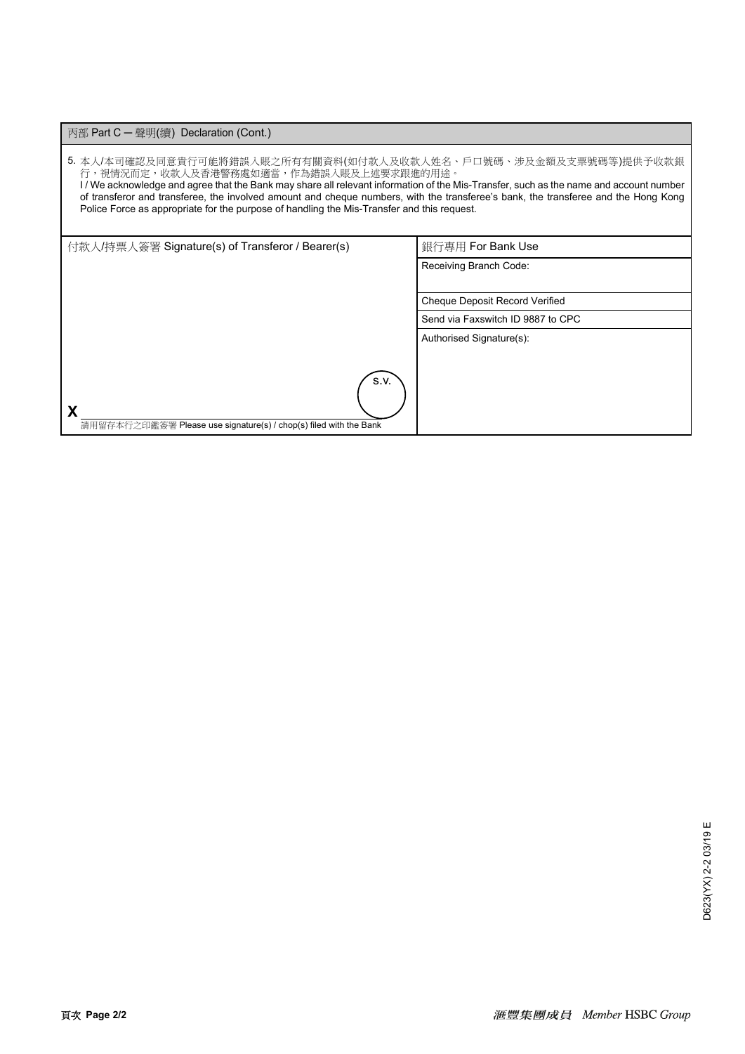## 丙部 Part C – 聲明(續) Declaration (Cont.)

5. 本人/本司確認及同意貴行可能將錯誤入賬之所有有關資料(如付款人及收款人姓名、戶口號碼、涉及金額及支票號碼等)提供予收款銀行，視情況而定，收款人及香港警務處如適當，作為錯誤入賬及上述要求跟進的用途。
I / We acknowledge and agree that the Bank may share all relevant information of the Mis-Transfer, such as the name and account number of transferor and transferee, the involved amount and cheque numbers, with the transferee's bank, the transferee and the Hong Kong Police Force as appropriate for the purpose of handling the Mis-Transfer and this request.

| 付款人/持票人簽署 Signature(s) of Transferor / Bearer(s) | 銀行專用 For Bank Use |
| --- | --- |
| | Receiving Branch Code: |
| | Cheque Deposit Record Verified |
| | Send via Faxswitch ID 9887 to CPC |
| S.V.<br>X<br>請用留存本行之印鑑簽署 Please use signature(s) / chop(s) filed with the Bank | Authorised Signature(s): |

D623(YX) 2-2 03/19 E

*滙豐集團成員 Member HSBC Group*